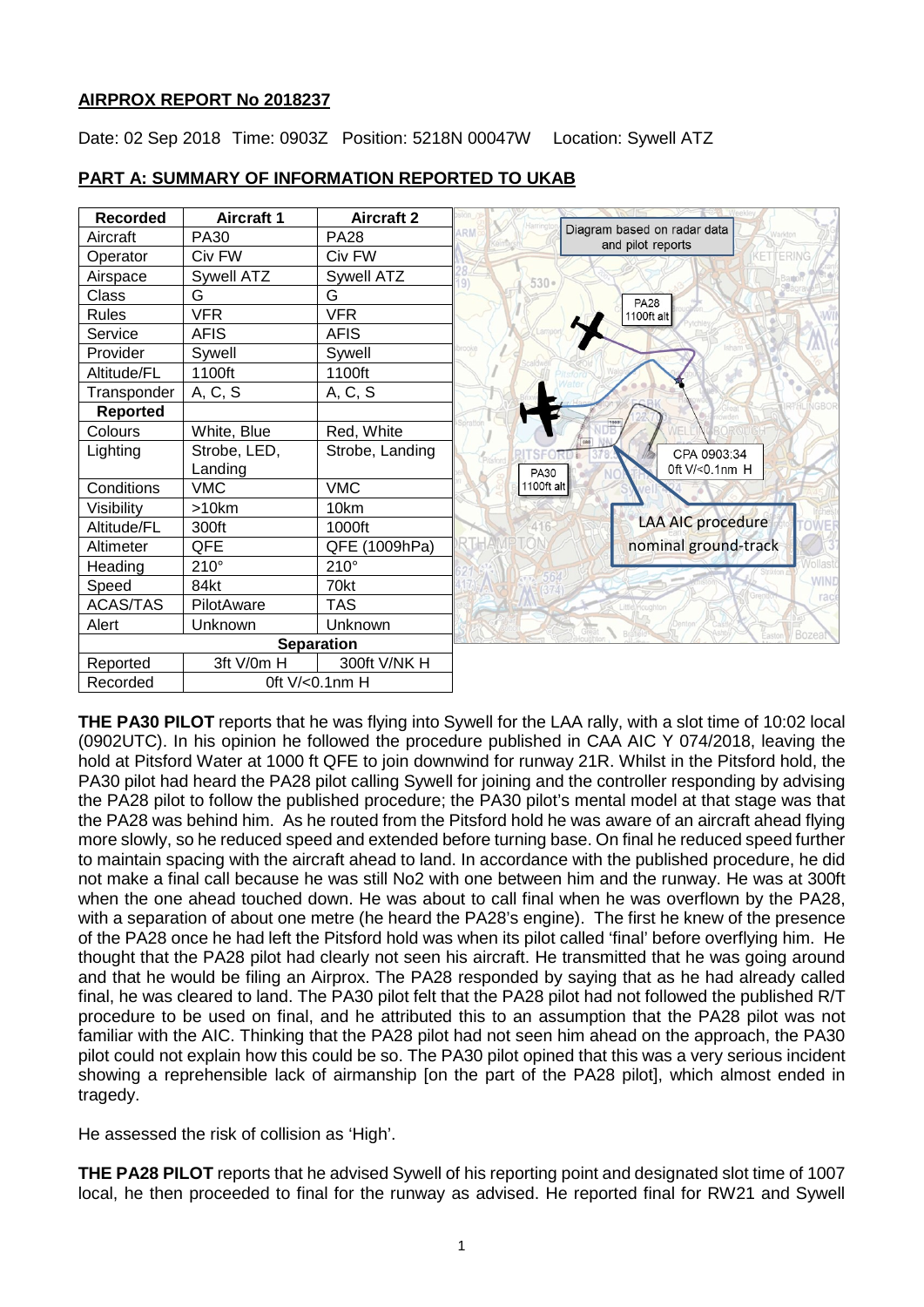**AIRPROX REPORT No 2018237**

Date: 02 Sep 2018 Time: 0903Z Position: 5218N 00047W Location: Sywell ATZ

**PART A: SUMMARY OF INFORMATION REPORTED TO UKAB**

| Recorded | Aircraft 1 | Aircraft 2 |
|---|---|---|
| Aircraft | PA30 | PA28 |
| Operator | Civ FW | Civ FW |
| Airspace | Sywell ATZ | Sywell ATZ |
| Class | G | G |
| Rules | VFR | VFR |
| Service | AFIS | AFIS |
| Provider | Sywell | Sywell |
| Altitude/FL | 1100ft | 1100ft |
| Transponder | A, C, S | A, C, S |
| **Reported** | | |
| Colours | White, Blue | Red, White |
| Lighting | Strobe, LED, Landing | Strobe, Landing |
| Conditions | VMC | VMC |
| Visibility | >10km | 10km |
| Altitude/FL | 300ft | 1000ft |
| Altimeter | QFE | QFE (1009hPa) |
| Heading | 210° | 210° |
| Speed | 84kt | 70kt |
| ACAS/TAS | PilotAware | TAS |
| Alert | Unknown | Unknown |
| **Separation** | | |
| Reported | 3ft V/0m H | 300ft V/NK H |
| Recorded | 0ft V/<0.1nm H | |

Diagram based on radar data and pilot reports. PA28 1100ft alt. PA30 1100ft alt. CPA 0903:34 0ft V/<0.1nm H. LAA AIC procedure nominal ground-track.

**THE PA30 PILOT** reports that he was flying into Sywell for the LAA rally, with a slot time of 10:02 local (0902UTC). In his opinion he followed the procedure published in CAA AIC Y 074/2018, leaving the hold at Pitsford Water at 1000 ft QFE to join downwind for runway 21R. Whilst in the Pitsford hold, the PA30 pilot had heard the PA28 pilot calling Sywell for joining and the controller responding by advising the PA28 pilot to follow the published procedure; the PA30 pilot's mental model at that stage was that the PA28 was behind him. As he routed from the Pitsford hold he was aware of an aircraft ahead flying more slowly, so he reduced speed and extended before turning base. On final he reduced speed further to maintain spacing with the aircraft ahead to land. In accordance with the published procedure, he did not make a final call because he was still No2 with one between him and the runway. He was at 300ft when the one ahead touched down. He was about to call final when he was overflown by the PA28, with a separation of about one metre (he heard the PA28's engine). The first he knew of the presence of the PA28 once he had left the Pitsford hold was when its pilot called 'final' before overflying him. He thought that the PA28 pilot had clearly not seen his aircraft. He transmitted that he was going around and that he would be filing an Airprox. The PA28 responded by saying that as he had already called final, he was cleared to land. The PA30 pilot felt that the PA28 pilot had not followed the published R/T procedure to be used on final, and he attributed this to an assumption that the PA28 pilot was not familiar with the AIC. Thinking that the PA28 pilot had not seen him ahead on the approach, the PA30 pilot could not explain how this could be so. The PA30 pilot opined that this was a very serious incident showing a reprehensible lack of airmanship [on the part of the PA28 pilot], which almost ended in tragedy.

He assessed the risk of collision as 'High'.

**THE PA28 PILOT** reports that he advised Sywell of his reporting point and designated slot time of 1007 local, he then proceeded to final for the runway as advised. He reported final for RW21 and Sywell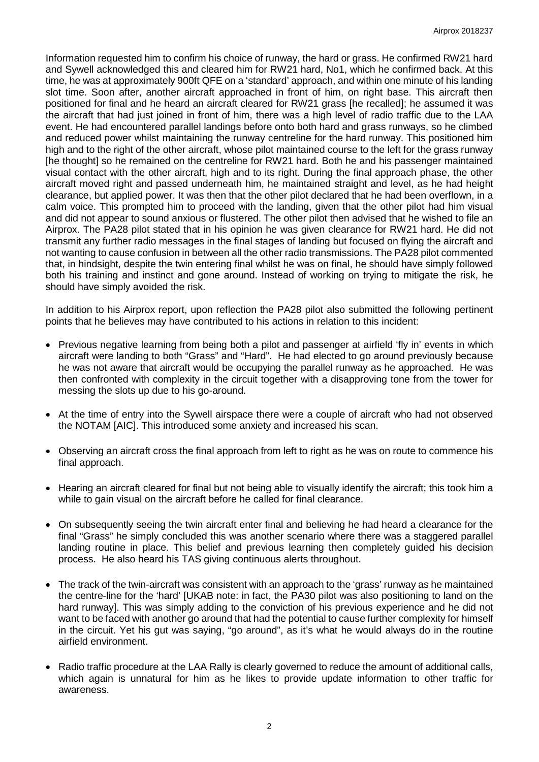Information requested him to confirm his choice of runway, the hard or grass. He confirmed RW21 hard and Sywell acknowledged this and cleared him for RW21 hard, No1, which he confirmed back. At this time, he was at approximately 900ft QFE on a 'standard' approach, and within one minute of his landing slot time. Soon after, another aircraft approached in front of him, on right base. This aircraft then positioned for final and he heard an aircraft cleared for RW21 grass [he recalled]; he assumed it was the aircraft that had just joined in front of him, there was a high level of radio traffic due to the LAA event. He had encountered parallel landings before onto both hard and grass runways, so he climbed and reduced power whilst maintaining the runway centreline for the hard runway. This positioned him high and to the right of the other aircraft, whose pilot maintained course to the left for the grass runway [he thought] so he remained on the centreline for RW21 hard. Both he and his passenger maintained visual contact with the other aircraft, high and to its right. During the final approach phase, the other aircraft moved right and passed underneath him, he maintained straight and level, as he had height clearance, but applied power. It was then that the other pilot declared that he had been overflown, in a calm voice. This prompted him to proceed with the landing, given that the other pilot had him visual and did not appear to sound anxious or flustered. The other pilot then advised that he wished to file an Airprox. The PA28 pilot stated that in his opinion he was given clearance for RW21 hard. He did not transmit any further radio messages in the final stages of landing but focused on flying the aircraft and not wanting to cause confusion in between all the other radio transmissions. The PA28 pilot commented that, in hindsight, despite the twin entering final whilst he was on final, he should have simply followed both his training and instinct and gone around. Instead of working on trying to mitigate the risk, he should have simply avoided the risk.

In addition to his Airprox report, upon reflection the PA28 pilot also submitted the following pertinent points that he believes may have contributed to his actions in relation to this incident:

- Previous negative learning from being both a pilot and passenger at airfield 'fly in' events in which aircraft were landing to both "Grass" and "Hard". He had elected to go around previously because he was not aware that aircraft would be occupying the parallel runway as he approached. He was then confronted with complexity in the circuit together with a disapproving tone from the tower for messing the slots up due to his go-around.
- At the time of entry into the Sywell airspace there were a couple of aircraft who had not observed the NOTAM [AIC]. This introduced some anxiety and increased his scan.
- Observing an aircraft cross the final approach from left to right as he was on route to commence his final approach.
- Hearing an aircraft cleared for final but not being able to visually identify the aircraft; this took him a while to gain visual on the aircraft before he called for final clearance.
- On subsequently seeing the twin aircraft enter final and believing he had heard a clearance for the final "Grass" he simply concluded this was another scenario where there was a staggered parallel landing routine in place. This belief and previous learning then completely guided his decision process. He also heard his TAS giving continuous alerts throughout.
- The track of the twin-aircraft was consistent with an approach to the 'grass' runway as he maintained the centre-line for the 'hard' [UKAB note: in fact, the PA30 pilot was also positioning to land on the hard runway]. This was simply adding to the conviction of his previous experience and he did not want to be faced with another go around that had the potential to cause further complexity for himself in the circuit. Yet his gut was saying, "go around", as it's what he would always do in the routine airfield environment.
- Radio traffic procedure at the LAA Rally is clearly governed to reduce the amount of additional calls, which again is unnatural for him as he likes to provide update information to other traffic for awareness.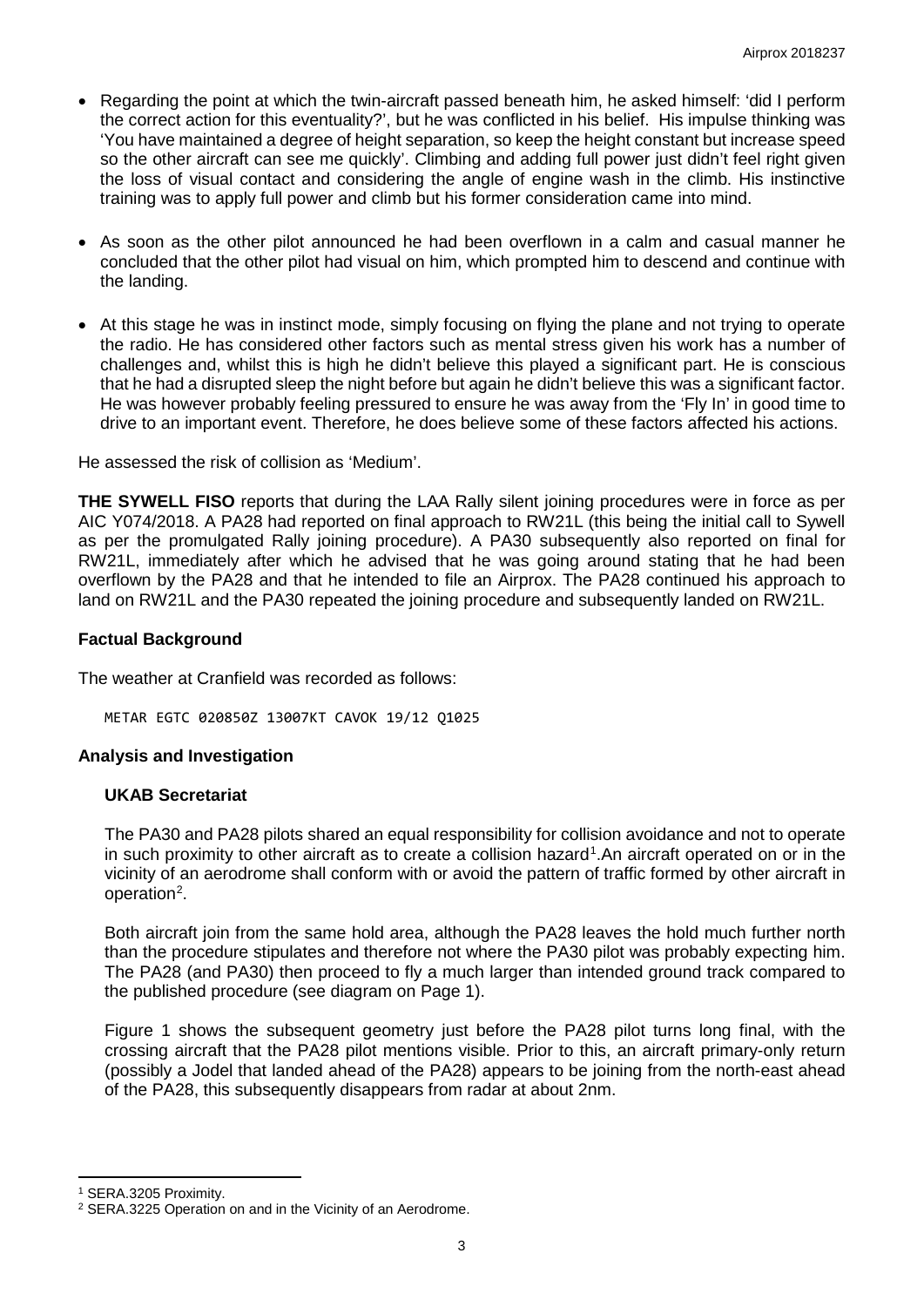- Regarding the point at which the twin-aircraft passed beneath him, he asked himself: 'did I perform the correct action for this eventuality?', but he was conflicted in his belief. His impulse thinking was 'You have maintained a degree of height separation, so keep the height constant but increase speed so the other aircraft can see me quickly'. Climbing and adding full power just didn't feel right given the loss of visual contact and considering the angle of engine wash in the climb. His instinctive training was to apply full power and climb but his former consideration came into mind.

- As soon as the other pilot announced he had been overflown in a calm and casual manner he concluded that the other pilot had visual on him, which prompted him to descend and continue with the landing.

- At this stage he was in instinct mode, simply focusing on flying the plane and not trying to operate the radio. He has considered other factors such as mental stress given his work has a number of challenges and, whilst this is high he didn't believe this played a significant part. He is conscious that he had a disrupted sleep the night before but again he didn't believe this was a significant factor. He was however probably feeling pressured to ensure he was away from the 'Fly In' in good time to drive to an important event. Therefore, he does believe some of these factors affected his actions.

He assessed the risk of collision as 'Medium'.

**THE SYWELL FISO** reports that during the LAA Rally silent joining procedures were in force as per AIC Y074/2018. A PA28 had reported on final approach to RW21L (this being the initial call to Sywell as per the promulgated Rally joining procedure). A PA30 subsequently also reported on final for RW21L, immediately after which he advised that he was going around stating that he had been overflown by the PA28 and that he intended to file an Airprox. The PA28 continued his approach to land on RW21L and the PA30 repeated the joining procedure and subsequently landed on RW21L.

## Factual Background

The weather at Cranfield was recorded as follows:

```
METAR EGTC 020850Z 13007KT CAVOK 19/12 Q1025
```

## Analysis and Investigation

### UKAB Secretariat

The PA30 and PA28 pilots shared an equal responsibility for collision avoidance and not to operate in such proximity to other aircraft as to create a collision hazard[1]. An aircraft operated on or in the vicinity of an aerodrome shall conform with or avoid the pattern of traffic formed by other aircraft in operation[2].

Both aircraft join from the same hold area, although the PA28 leaves the hold much further north than the procedure stipulates and therefore not where the PA30 pilot was probably expecting him. The PA28 (and PA30) then proceed to fly a much larger than intended ground track compared to the published procedure (see diagram on Page 1).

Figure 1 shows the subsequent geometry just before the PA28 pilot turns long final, with the crossing aircraft that the PA28 pilot mentions visible. Prior to this, an aircraft primary-only return (possibly a Jodel that landed ahead of the PA28) appears to be joining from the north-east ahead of the PA28, this subsequently disappears from radar at about 2nm.

---

[1] SERA.3205 Proximity.

[2] SERA.3225 Operation on and in the Vicinity of an Aerodrome.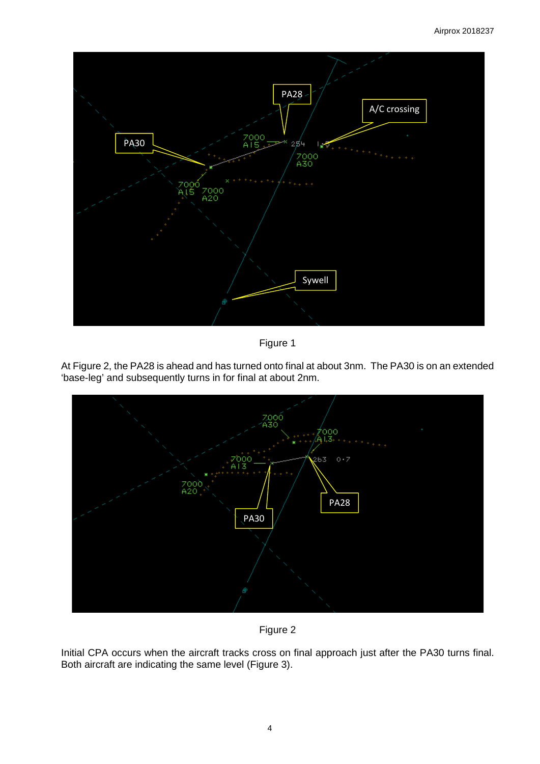Figure 1

At Figure 2, the PA28 is ahead and has turned onto final at about 3nm. The PA30 is on an extended 'base-leg' and subsequently turns in for final at about 2nm.

Figure 2

Initial CPA occurs when the aircraft tracks cross on final approach just after the PA30 turns final. Both aircraft are indicating the same level (Figure 3).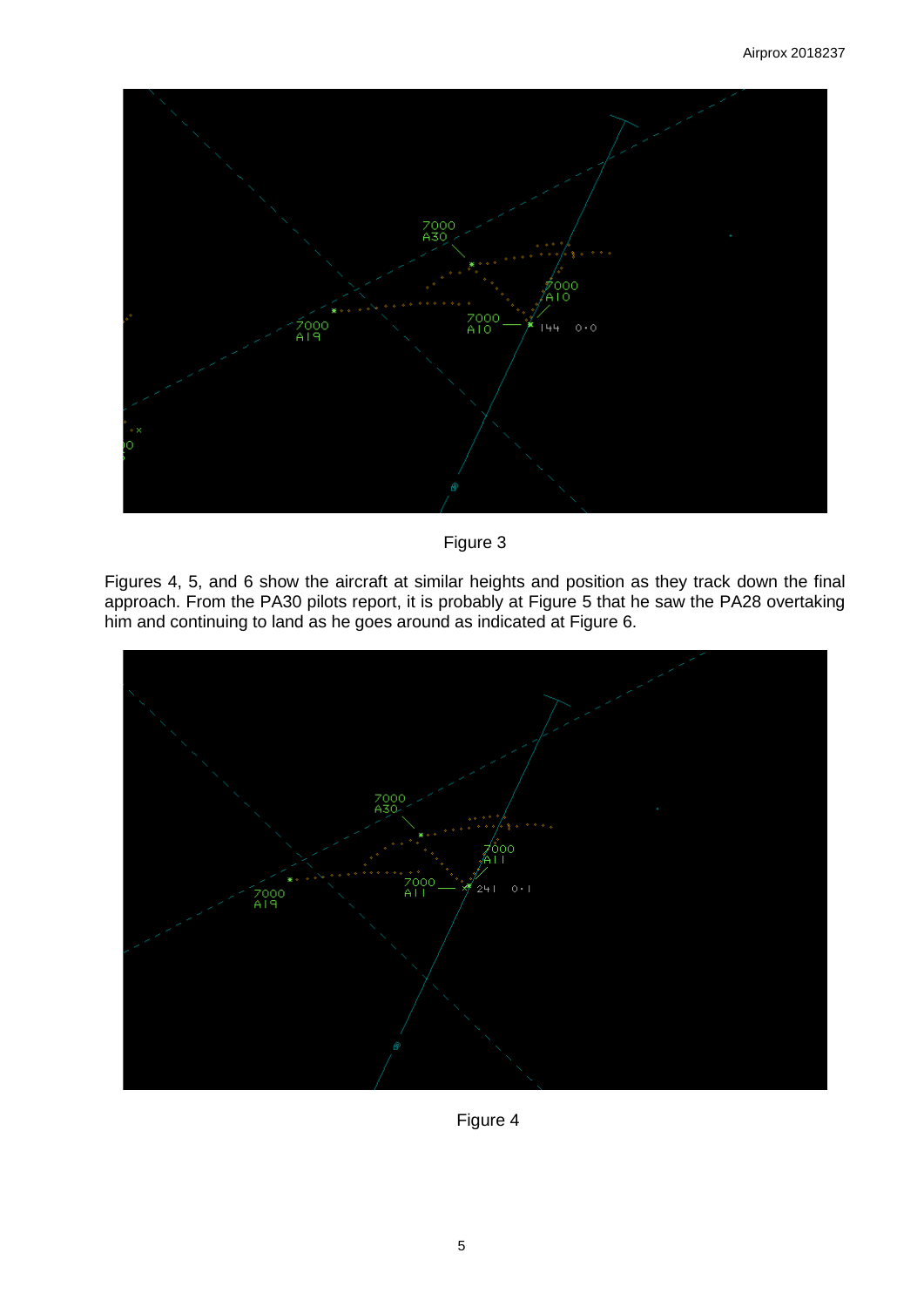Figure 3

Figures 4, 5, and 6 show the aircraft at similar heights and position as they track down the final approach. From the PA30 pilots report, it is probably at Figure 5 that he saw the PA28 overtaking him and continuing to land as he goes around as indicated at Figure 6.

Figure 4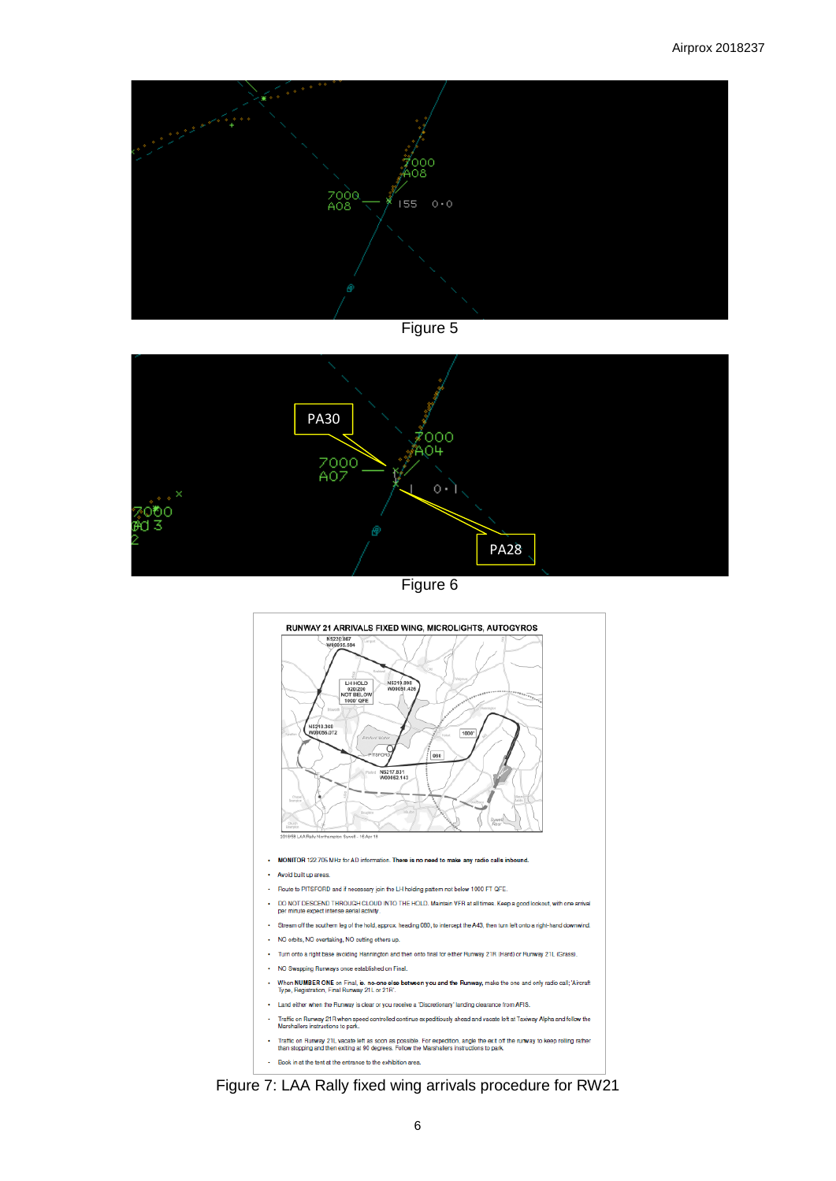Figure 5

Figure 6

RUNWAY 21 ARRIVALS FIXED WING, MICROLIGHTS, AUTOGYROS

- **MONITOR** 122.705 MHz for AD information. **There is no need to make any radio calls inbound.**
- Avoid built up areas.
- Route to PITSFORD and if necessary join the LH holding pattern not below 1000 FT QFE.
- DO NOT DESCEND THROUGH CLOUD INTO THE HOLD. Maintain VFR at all times. Keep a good lookout, with one arrival per minute expect intense aerial activity.
- Stream off the southern leg of the hold, approx. heading 080, to intercept the A43, then turn left onto a right-hand downwind.
- NO orbits, NO overtaking, NO cutting others up.
- Turn onto a right base avoiding Hannington and then onto final for either Runway 21R (Hard) or Runway 21L (Grass).
- NO Swapping Runways once established on Final.
- When **NUMBER ONE** on Final, **ie. no-one else between you and the Runway,** make the one and only radio call; 'Aircraft Type, Registration, Final Runway 21L or 21R'.
- Land either when the Runway is clear or you receive a 'Discretionary' landing clearance from AFIS.
- Traffic on Runway 21R when speed controlled continue expeditiously ahead and vacate left at Taxiway Alpha and follow the Marshallers instructions to park.
- Traffic on Runway 21L vacate left as soon as possible. For expedition, angle the exit off the runway to keep rolling rather then stopping and then exiting at 90 degrees. Follow the Marshallers instructions to park.
- Book in at the tent at the entrance to the exhibition area.

Figure 7: LAA Rally fixed wing arrivals procedure for RW21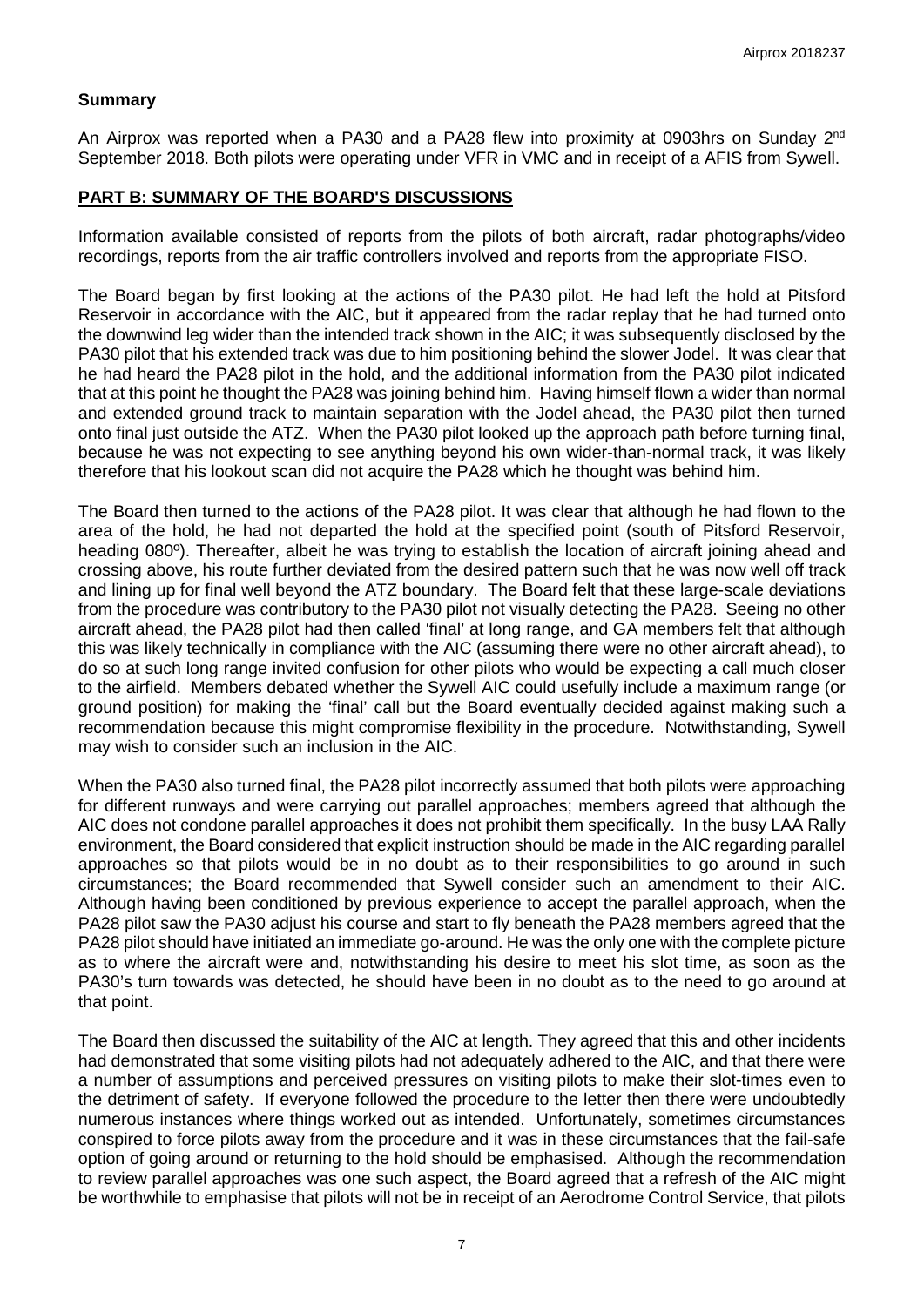### Summary

An Airprox was reported when a PA30 and a PA28 flew into proximity at 0903hrs on Sunday 2[nd] September 2018. Both pilots were operating under VFR in VMC and in receipt of a AFIS from Sywell.

## PART B: SUMMARY OF THE BOARD'S DISCUSSIONS

Information available consisted of reports from the pilots of both aircraft, radar photographs/video recordings, reports from the air traffic controllers involved and reports from the appropriate FISO.

The Board began by first looking at the actions of the PA30 pilot. He had left the hold at Pitsford Reservoir in accordance with the AIC, but it appeared from the radar replay that he had turned onto the downwind leg wider than the intended track shown in the AIC; it was subsequently disclosed by the PA30 pilot that his extended track was due to him positioning behind the slower Jodel. It was clear that he had heard the PA28 pilot in the hold, and the additional information from the PA30 pilot indicated that at this point he thought the PA28 was joining behind him. Having himself flown a wider than normal and extended ground track to maintain separation with the Jodel ahead, the PA30 pilot then turned onto final just outside the ATZ. When the PA30 pilot looked up the approach path before turning final, because he was not expecting to see anything beyond his own wider-than-normal track, it was likely therefore that his lookout scan did not acquire the PA28 which he thought was behind him.

The Board then turned to the actions of the PA28 pilot. It was clear that although he had flown to the area of the hold, he had not departed the hold at the specified point (south of Pitsford Reservoir, heading 080º). Thereafter, albeit he was trying to establish the location of aircraft joining ahead and crossing above, his route further deviated from the desired pattern such that he was now well off track and lining up for final well beyond the ATZ boundary. The Board felt that these large-scale deviations from the procedure was contributory to the PA30 pilot not visually detecting the PA28. Seeing no other aircraft ahead, the PA28 pilot had then called 'final' at long range, and GA members felt that although this was likely technically in compliance with the AIC (assuming there were no other aircraft ahead), to do so at such long range invited confusion for other pilots who would be expecting a call much closer to the airfield. Members debated whether the Sywell AIC could usefully include a maximum range (or ground position) for making the 'final' call but the Board eventually decided against making such a recommendation because this might compromise flexibility in the procedure. Notwithstanding, Sywell may wish to consider such an inclusion in the AIC.

When the PA30 also turned final, the PA28 pilot incorrectly assumed that both pilots were approaching for different runways and were carrying out parallel approaches; members agreed that although the AIC does not condone parallel approaches it does not prohibit them specifically. In the busy LAA Rally environment, the Board considered that explicit instruction should be made in the AIC regarding parallel approaches so that pilots would be in no doubt as to their responsibilities to go around in such circumstances; the Board recommended that Sywell consider such an amendment to their AIC. Although having been conditioned by previous experience to accept the parallel approach, when the PA28 pilot saw the PA30 adjust his course and start to fly beneath the PA28 members agreed that the PA28 pilot should have initiated an immediate go-around. He was the only one with the complete picture as to where the aircraft were and, notwithstanding his desire to meet his slot time, as soon as the PA30's turn towards was detected, he should have been in no doubt as to the need to go around at that point.

The Board then discussed the suitability of the AIC at length. They agreed that this and other incidents had demonstrated that some visiting pilots had not adequately adhered to the AIC, and that there were a number of assumptions and perceived pressures on visiting pilots to make their slot-times even to the detriment of safety. If everyone followed the procedure to the letter then there were undoubtedly numerous instances where things worked out as intended. Unfortunately, sometimes circumstances conspired to force pilots away from the procedure and it was in these circumstances that the fail-safe option of going around or returning to the hold should be emphasised. Although the recommendation to review parallel approaches was one such aspect, the Board agreed that a refresh of the AIC might be worthwhile to emphasise that pilots will not be in receipt of an Aerodrome Control Service, that pilots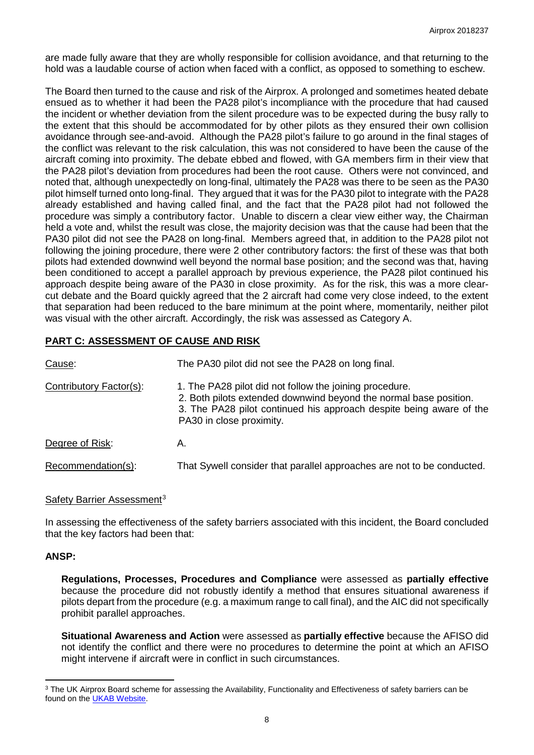are made fully aware that they are wholly responsible for collision avoidance, and that returning to the hold was a laudable course of action when faced with a conflict, as opposed to something to eschew.

The Board then turned to the cause and risk of the Airprox. A prolonged and sometimes heated debate ensued as to whether it had been the PA28 pilot's incompliance with the procedure that had caused the incident or whether deviation from the silent procedure was to be expected during the busy rally to the extent that this should be accommodated for by other pilots as they ensured their own collision avoidance through see-and-avoid. Although the PA28 pilot's failure to go around in the final stages of the conflict was relevant to the risk calculation, this was not considered to have been the cause of the aircraft coming into proximity. The debate ebbed and flowed, with GA members firm in their view that the PA28 pilot's deviation from procedures had been the root cause. Others were not convinced, and noted that, although unexpectedly on long-final, ultimately the PA28 was there to be seen as the PA30 pilot himself turned onto long-final. They argued that it was for the PA30 pilot to integrate with the PA28 already established and having called final, and the fact that the PA28 pilot had not followed the procedure was simply a contributory factor. Unable to discern a clear view either way, the Chairman held a vote and, whilst the result was close, the majority decision was that the cause had been that the PA30 pilot did not see the PA28 on long-final. Members agreed that, in addition to the PA28 pilot not following the joining procedure, there were 2 other contributory factors: the first of these was that both pilots had extended downwind well beyond the normal base position; and the second was that, having been conditioned to accept a parallel approach by previous experience, the PA28 pilot continued his approach despite being aware of the PA30 in close proximity. As for the risk, this was a more clear-cut debate and the Board quickly agreed that the 2 aircraft had come very close indeed, to the extent that separation had been reduced to the bare minimum at the point where, momentarily, neither pilot was visual with the other aircraft. Accordingly, the risk was assessed as Category A.

## PART C: ASSESSMENT OF CAUSE AND RISK

Cause: The PA30 pilot did not see the PA28 on long final.

Contributory Factor(s):

1. The PA28 pilot did not follow the joining procedure.
2. Both pilots extended downwind beyond the normal base position.
3. The PA28 pilot continued his approach despite being aware of the PA30 in close proximity.

Degree of Risk: A.

Recommendation(s): That Sywell consider that parallel approaches are not to be conducted.

Safety Barrier Assessment[3]

In assessing the effectiveness of the safety barriers associated with this incident, the Board concluded that the key factors had been that:

**ANSP:**

**Regulations, Processes, Procedures and Compliance** were assessed as **partially effective** because the procedure did not robustly identify a method that ensures situational awareness if pilots depart from the procedure (e.g. a maximum range to call final), and the AIC did not specifically prohibit parallel approaches.

**Situational Awareness and Action** were assessed as **partially effective** because the AFISO did not identify the conflict and there were no procedures to determine the point at which an AFISO might intervene if aircraft were in conflict in such circumstances.

[3] The UK Airprox Board scheme for assessing the Availability, Functionality and Effectiveness of safety barriers can be found on the UKAB Website.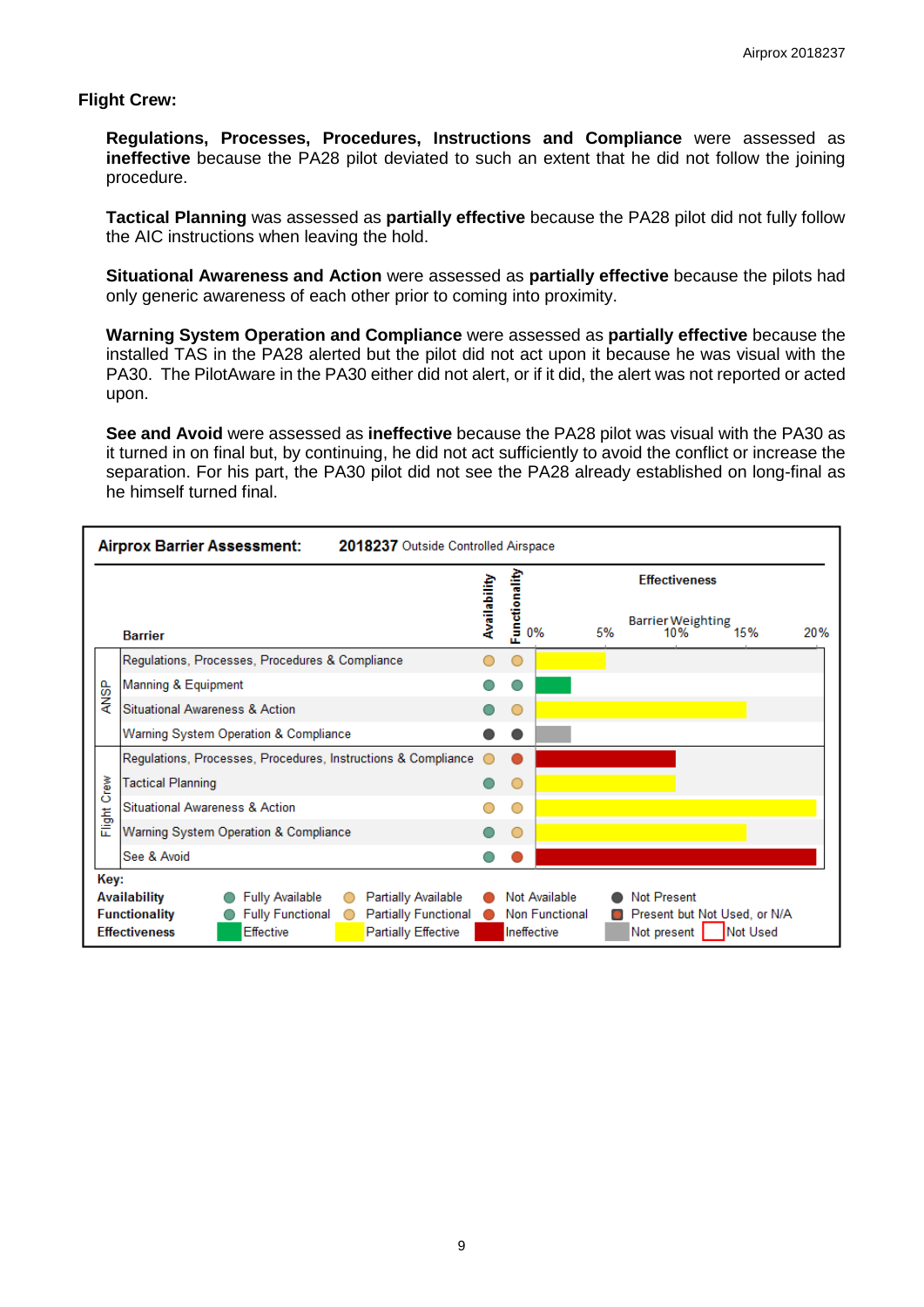**Flight Crew:**

**Regulations, Processes, Procedures, Instructions and Compliance** were assessed as **ineffective** because the PA28 pilot deviated to such an extent that he did not follow the joining procedure.

**Tactical Planning** was assessed as **partially effective** because the PA28 pilot did not fully follow the AIC instructions when leaving the hold.

**Situational Awareness and Action** were assessed as **partially effective** because the pilots had only generic awareness of each other prior to coming into proximity.

**Warning System Operation and Compliance** were assessed as **partially effective** because the installed TAS in the PA28 alerted but the pilot did not act upon it because he was visual with the PA30. The PilotAware in the PA30 either did not alert, or if it did, the alert was not reported or acted upon.

**See and Avoid** were assessed as **ineffective** because the PA28 pilot was visual with the PA30 as it turned in on final but, by continuing, he did not act sufficiently to avoid the conflict or increase the separation. For his part, the PA30 pilot did not see the PA28 already established on long-final as he himself turned final.

**Airprox Barrier Assessment:** **2018237** Outside Controlled Airspace

Barrier
Availability
Functionality
Effectiveness
Barrier Weighting
0% 5% 10% 15% 20%

ANSP
Regulations, Processes, Procedures & Compliance
Manning & Equipment
Situational Awareness & Action
Warning System Operation & Compliance

Flight Crew
Regulations, Processes, Procedures, Instructions & Compliance
Tactical Planning
Situational Awareness & Action
Warning System Operation & Compliance
See & Avoid

Key:
Availability: Fully Available, Partially Available, Not Available, Not Present
Functionality: Fully Functional, Partially Functional, Non Functional, Present but Not Used, or N/A
Effectiveness: Effective, Partially Effective, Ineffective, Not present, Not Used